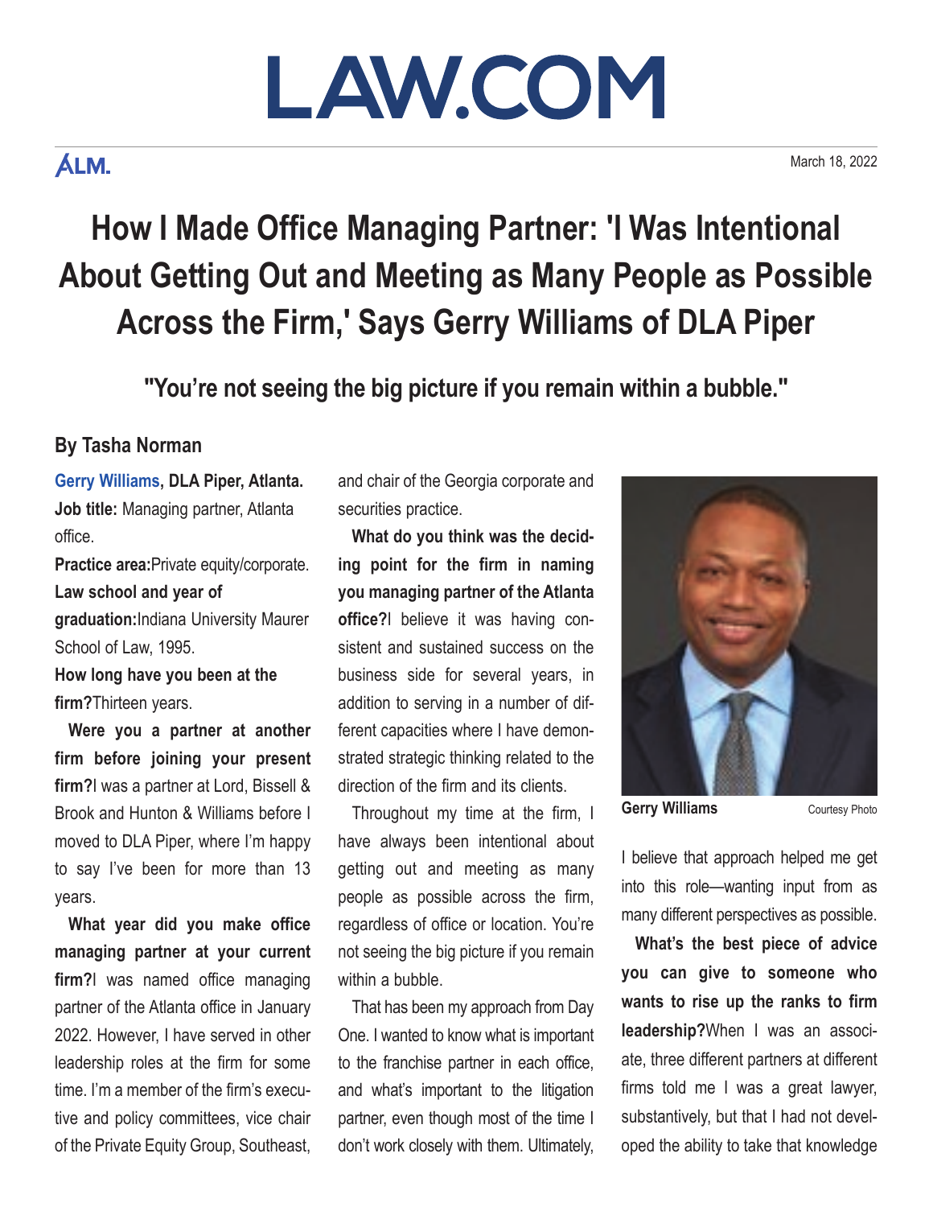# LAW.COM

ALM.

March 18, 2022

# How I Made Office Managing Partner: 'I Was Intentional About Getting Out and Meeting as Many People as Possible Across the Firm,' Says Gerry Williams of DLA Piper

## "You're not seeing the big picture if you remain within a bubble."

**By Tasha Norman**

**Gerry Williams, DLA Piper, Atlanta.**

**Job title:** Managing partner, Atlanta office.

**Practice area:**Private equity/corporate.

**Law school and year of graduation:**Indiana University Maurer School of Law, 1995.

**How long have you been at the firm?**Thirteen years.

**Were you a partner at another firm before joining your present firm?**I was a partner at Lord, Bissell & Brook and Hunton & Williams before I moved to DLA Piper, where I'm happy to say I've been for more than 13 years.

**What year did you make office managing partner at your current firm?**I was named office managing partner of the Atlanta office in January 2022. However, I have served in other leadership roles at the firm for some time. I'm a member of the firm's executive and policy committees, vice chair of the Private Equity Group, Southeast, and chair of the Georgia corporate and securities practice.

**What do you think was the deciding point for the firm in naming you managing partner of the Atlanta office?**I believe it was having consistent and sustained success on the business side for several years, in addition to serving in a number of different capacities where I have demonstrated strategic thinking related to the direction of the firm and its clients.

Throughout my time at the firm, I have always been intentional about getting out and meeting as many people as possible across the firm, regardless of office or location. You're not seeing the big picture if you remain within a bubble.

That has been my approach from Day One. I wanted to know what is important to the franchise partner in each office, and what's important to the litigation partner, even though most of the time I don't work closely with them. Ultimately, I believe that approach helped me get into this role—wanting input from as many different perspectives as possible.

Gerry Williams Courtesy Photo

**What's the best piece of advice you can give to someone who wants to rise up the ranks to firm leadership?**When I was an associate, three different partners at different firms told me I was a great lawyer, substantively, but that I had not developed the ability to take that knowledge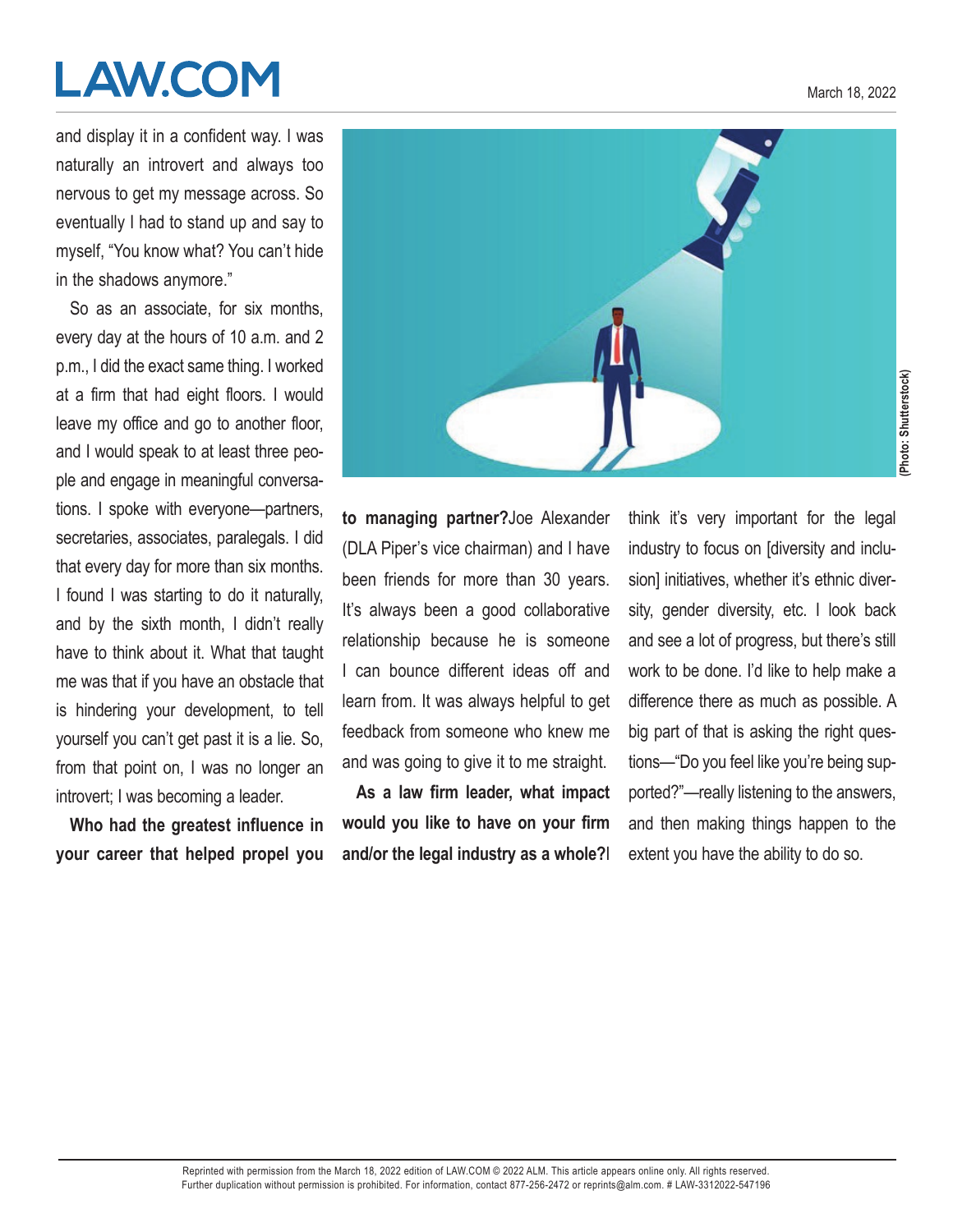and display it in a confident way. I was naturally an introvert and always too nervous to get my message across. So eventually I had to stand up and say to myself, "You know what? You can't hide in the shadows anymore."

So as an associate, for six months, every day at the hours of 10 a.m. and 2 p.m., I did the exact same thing. I worked at a firm that had eight floors. I would leave my office and go to another floor, and I would speak to at least three people and engage in meaningful conversations. I spoke with everyone—partners, secretaries, associates, paralegals. I did that every day for more than six months. I found I was starting to do it naturally, and by the sixth month, I didn't really have to think about it. What that taught me was that if you have an obstacle that is hindering your development, to tell yourself you can't get past it is a lie. So, from that point on, I was no longer an introvert; I was becoming a leader.

**Who had the greatest influence in your career that helped propel you to managing partner?** Joe Alexander (DLA Piper's vice chairman) and I have been friends for more than 30 years. It's always been a good collaborative relationship because he is someone I can bounce different ideas off and learn from. It was always helpful to get feedback from someone who knew me and was going to give it to me straight.

**As a law firm leader, what impact would you like to have on your firm and/or the legal industry as a whole?** I think it's very important for the legal industry to focus on [diversity and inclusion] initiatives, whether it's ethnic diversity, gender diversity, etc. I look back and see a lot of progress, but there's still work to be done. I'd like to help make a difference there as much as possible. A big part of that is asking the right questions—"Do you feel like you're being supported?"—really listening to the answers, and then making things happen to the extent you have the ability to do so.

(Photo: Shutterstock)

Reprinted with permission from the March 18, 2022 edition of LAW.COM © 2022 ALM. This article appears online only. All rights reserved. Further duplication without permission is prohibited. For information, contact 877-256-2472 or reprints@alm.com. # LAW-3312022-547196